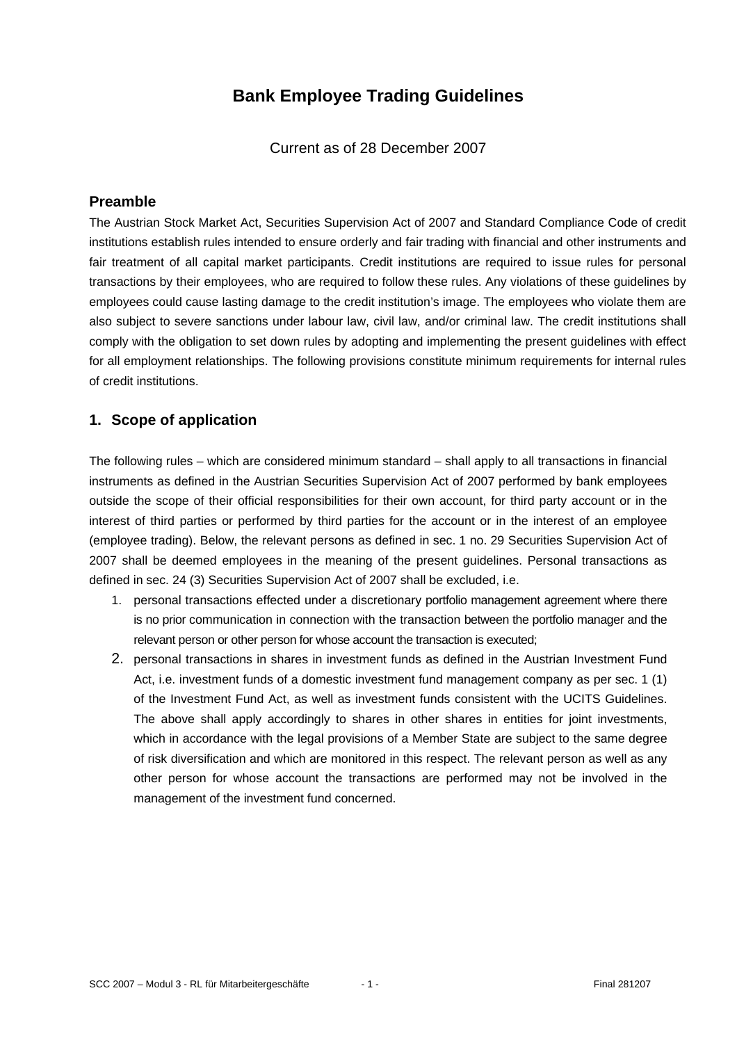# Bank Employee Trading Guidelines

Current as of 28 December 2007

## Preamble

The Austrian Stock Market Act, Securities Supervision Act of 2007 and Standard Compliance Code of credit institutions establish rules intended to ensure orderly and fair trading with financial and other instruments and fair treatment of all capital market participants. Credit institutions are required to issue rules for personal transactions by their employees, who are required to follow these rules. Any violations of these guidelines by employees could cause lasting damage to the credit institution's image. The employees who violate them are also subject to severe sanctions under labour law, civil law, and/or criminal law. The credit institutions shall comply with the obligation to set down rules by adopting and implementing the present guidelines with effect for all employment relationships. The following provisions constitute minimum requirements for internal rules of credit institutions.

## 1. Scope of application

The following rules – which are considered minimum standard – shall apply to all transactions in financial instruments as defined in the Austrian Securities Supervision Act of 2007 performed by bank employees outside the scope of their official responsibilities for their own account, for third party account or in the interest of third parties or performed by third parties for the account or in the interest of an employee (employee trading). Below, the relevant persons as defined in sec. 1 no. 29 Securities Supervision Act of 2007 shall be deemed employees in the meaning of the present guidelines. Personal transactions as defined in sec. 24 (3) Securities Supervision Act of 2007 shall be excluded, i.e.

1. personal transactions effected under a discretionary portfolio management agreement where there is no prior communication in connection with the transaction between the portfolio manager and the relevant person or other person for whose account the transaction is executed;
2. personal transactions in shares in investment funds as defined in the Austrian Investment Fund Act, i.e. investment funds of a domestic investment fund management company as per sec. 1 (1) of the Investment Fund Act, as well as investment funds consistent with the UCITS Guidelines. The above shall apply accordingly to shares in other shares in entities for joint investments, which in accordance with the legal provisions of a Member State are subject to the same degree of risk diversification and which are monitored in this respect. The relevant person as well as any other person for whose account the transactions are performed may not be involved in the management of the investment fund concerned.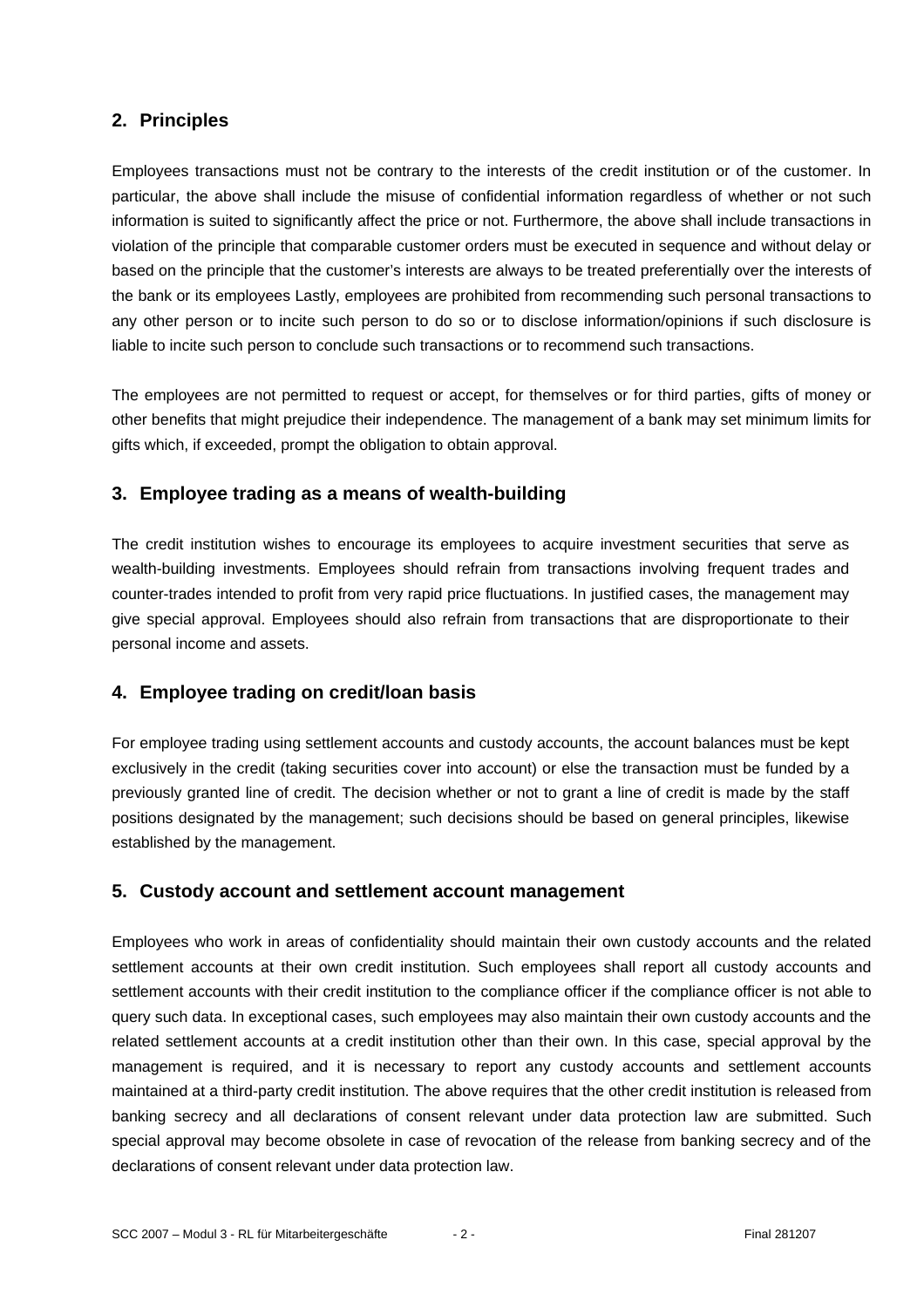## 2. Principles

Employees transactions must not be contrary to the interests of the credit institution or of the customer. In particular, the above shall include the misuse of confidential information regardless of whether or not such information is suited to significantly affect the price or not. Furthermore, the above shall include transactions in violation of the principle that comparable customer orders must be executed in sequence and without delay or based on the principle that the customer's interests are always to be treated preferentially over the interests of the bank or its employees Lastly, employees are prohibited from recommending such personal transactions to any other person or to incite such person to do so or to disclose information/opinions if such disclosure is liable to incite such person to conclude such transactions or to recommend such transactions.

The employees are not permitted to request or accept, for themselves or for third parties, gifts of money or other benefits that might prejudice their independence. The management of a bank may set minimum limits for gifts which, if exceeded, prompt the obligation to obtain approval.

## 3. Employee trading as a means of wealth-building

The credit institution wishes to encourage its employees to acquire investment securities that serve as wealth-building investments. Employees should refrain from transactions involving frequent trades and counter-trades intended to profit from very rapid price fluctuations. In justified cases, the management may give special approval. Employees should also refrain from transactions that are disproportionate to their personal income and assets.

## 4. Employee trading on credit/loan basis

For employee trading using settlement accounts and custody accounts, the account balances must be kept exclusively in the credit (taking securities cover into account) or else the transaction must be funded by a previously granted line of credit. The decision whether or not to grant a line of credit is made by the staff positions designated by the management; such decisions should be based on general principles, likewise established by the management.

## 5. Custody account and settlement account management

Employees who work in areas of confidentiality should maintain their own custody accounts and the related settlement accounts at their own credit institution. Such employees shall report all custody accounts and settlement accounts with their credit institution to the compliance officer if the compliance officer is not able to query such data. In exceptional cases, such employees may also maintain their own custody accounts and the related settlement accounts at a credit institution other than their own. In this case, special approval by the management is required, and it is necessary to report any custody accounts and settlement accounts maintained at a third-party credit institution. The above requires that the other credit institution is released from banking secrecy and all declarations of consent relevant under data protection law are submitted. Such special approval may become obsolete in case of revocation of the release from banking secrecy and of the declarations of consent relevant under data protection law.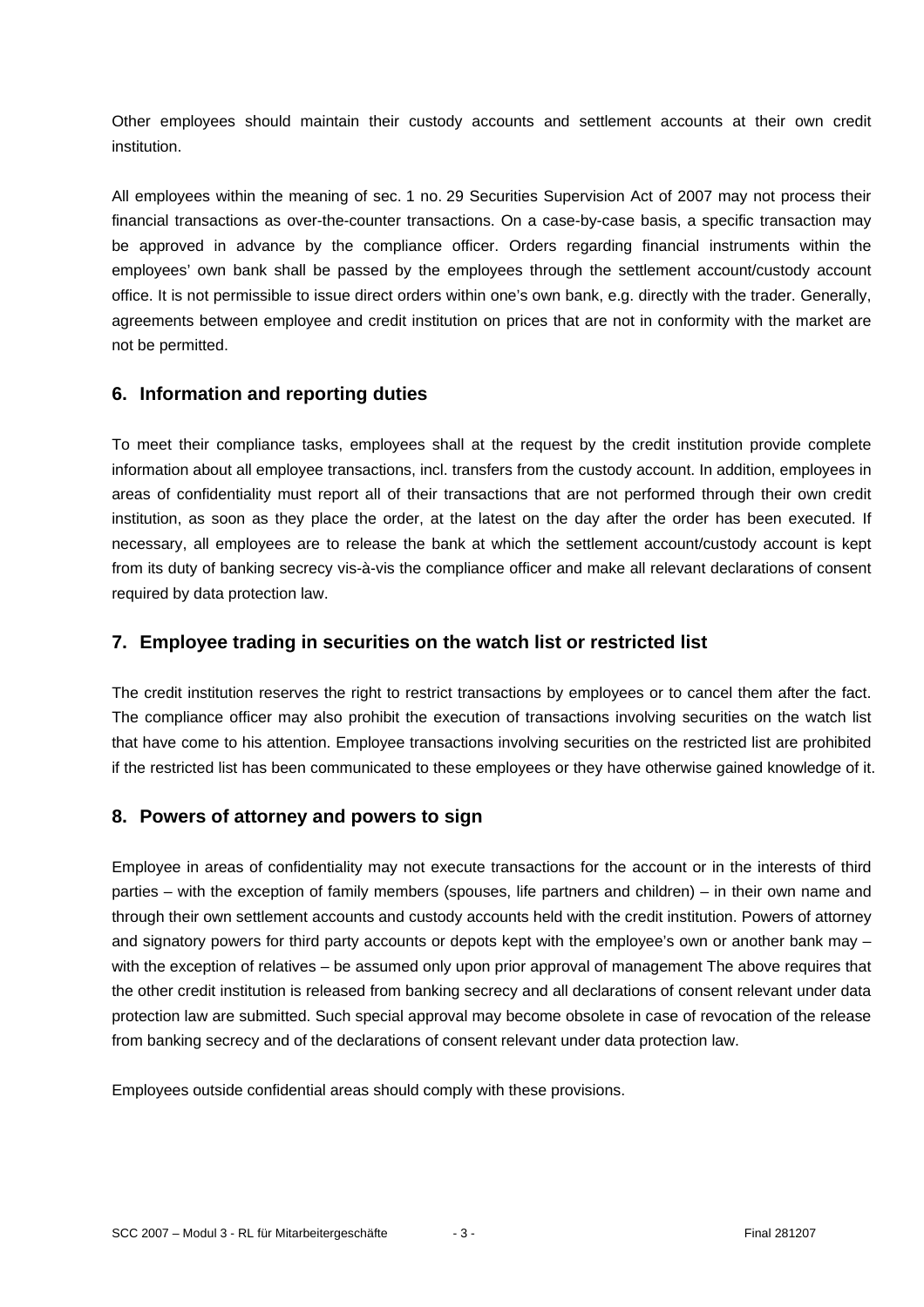Other employees should maintain their custody accounts and settlement accounts at their own credit institution.

All employees within the meaning of sec. 1 no. 29 Securities Supervision Act of 2007 may not process their financial transactions as over-the-counter transactions. On a case-by-case basis, a specific transaction may be approved in advance by the compliance officer. Orders regarding financial instruments within the employees' own bank shall be passed by the employees through the settlement account/custody account office. It is not permissible to issue direct orders within one's own bank, e.g. directly with the trader. Generally, agreements between employee and credit institution on prices that are not in conformity with the market are not be permitted.

## 6. Information and reporting duties

To meet their compliance tasks, employees shall at the request by the credit institution provide complete information about all employee transactions, incl. transfers from the custody account. In addition, employees in areas of confidentiality must report all of their transactions that are not performed through their own credit institution, as soon as they place the order, at the latest on the day after the order has been executed. If necessary, all employees are to release the bank at which the settlement account/custody account is kept from its duty of banking secrecy vis-à-vis the compliance officer and make all relevant declarations of consent required by data protection law.

## 7. Employee trading in securities on the watch list or restricted list

The credit institution reserves the right to restrict transactions by employees or to cancel them after the fact. The compliance officer may also prohibit the execution of transactions involving securities on the watch list that have come to his attention. Employee transactions involving securities on the restricted list are prohibited if the restricted list has been communicated to these employees or they have otherwise gained knowledge of it.

## 8. Powers of attorney and powers to sign

Employee in areas of confidentiality may not execute transactions for the account or in the interests of third parties – with the exception of family members (spouses, life partners and children) – in their own name and through their own settlement accounts and custody accounts held with the credit institution. Powers of attorney and signatory powers for third party accounts or depots kept with the employee's own or another bank may – with the exception of relatives – be assumed only upon prior approval of management The above requires that the other credit institution is released from banking secrecy and all declarations of consent relevant under data protection law are submitted. Such special approval may become obsolete in case of revocation of the release from banking secrecy and of the declarations of consent relevant under data protection law.

Employees outside confidential areas should comply with these provisions.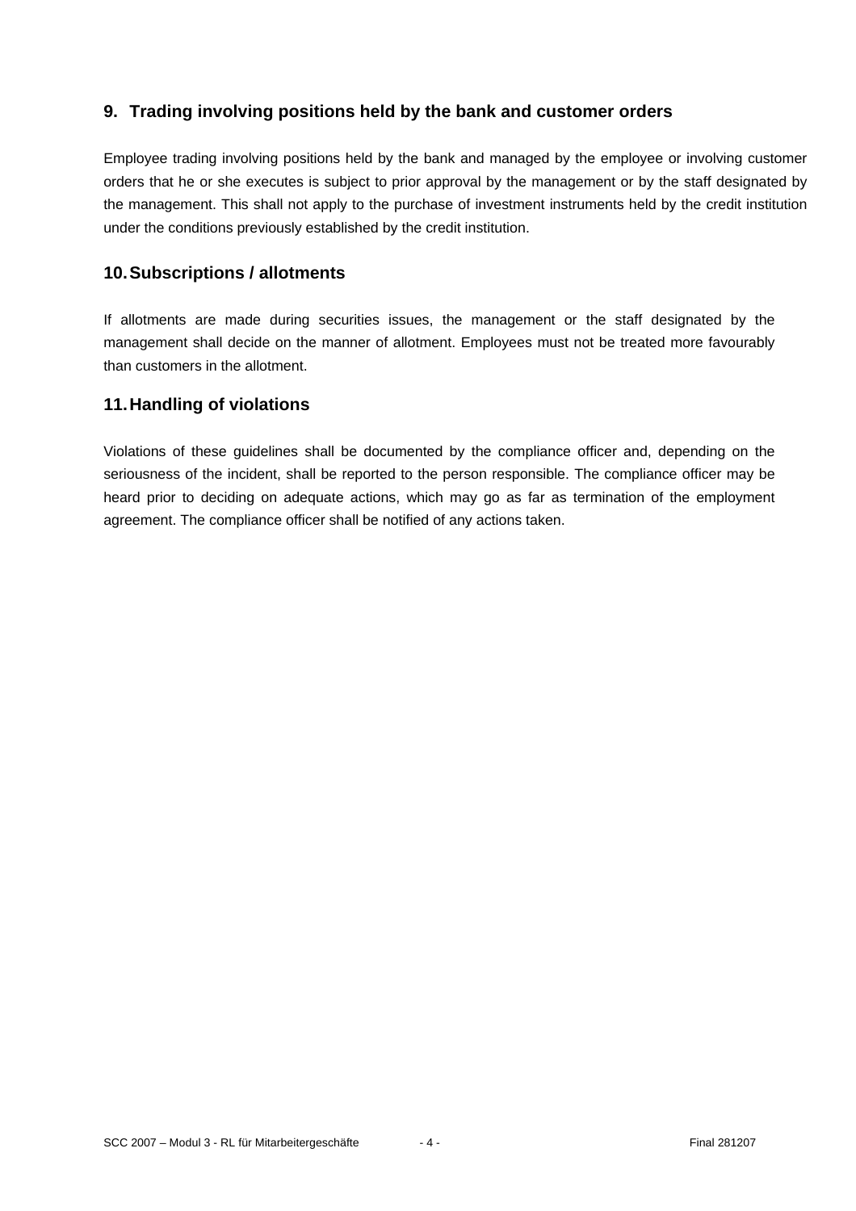## 9. Trading involving positions held by the bank and customer orders

Employee trading involving positions held by the bank and managed by the employee or involving customer orders that he or she executes is subject to prior approval by the management or by the staff designated by the management. This shall not apply to the purchase of investment instruments held by the credit institution under the conditions previously established by the credit institution.

## 10. Subscriptions / allotments

If allotments are made during securities issues, the management or the staff designated by the management shall decide on the manner of allotment. Employees must not be treated more favourably than customers in the allotment.

## 11. Handling of violations

Violations of these guidelines shall be documented by the compliance officer and, depending on the seriousness of the incident, shall be reported to the person responsible. The compliance officer may be heard prior to deciding on adequate actions, which may go as far as termination of the employment agreement. The compliance officer shall be notified of any actions taken.